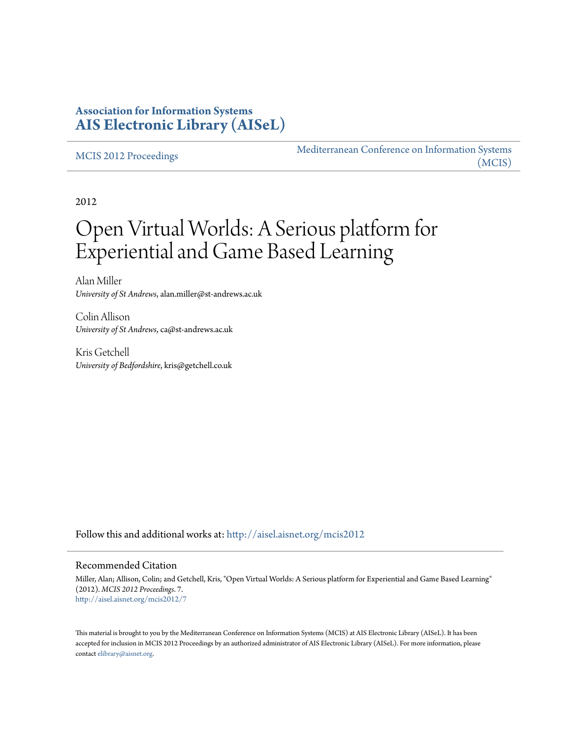**Association for Information Systems**
**AIS Electronic Library (AISeL)**

MCIS 2012 Proceedings | Mediterranean Conference on Information Systems (MCIS)

2012

# Open Virtual Worlds: A Serious platform for Experiential and Game Based Learning

Alan Miller
*University of St Andrews*, alan.miller@st-andrews.ac.uk

Colin Allison
*University of St Andrews*, ca@st-andrews.ac.uk

Kris Getchell
*University of Bedfordshire*, kris@getchell.co.uk

Follow this and additional works at: http://aisel.aisnet.org/mcis2012

## Recommended Citation

Miller, Alan; Allison, Colin; and Getchell, Kris, "Open Virtual Worlds: A Serious platform for Experiential and Game Based Learning" (2012). *MCIS 2012 Proceedings*. 7.
http://aisel.aisnet.org/mcis2012/7

This material is brought to you by the Mediterranean Conference on Information Systems (MCIS) at AIS Electronic Library (AISeL). It has been accepted for inclusion in MCIS 2012 Proceedings by an authorized administrator of AIS Electronic Library (AISeL). For more information, please contact elibrary@aisnet.org.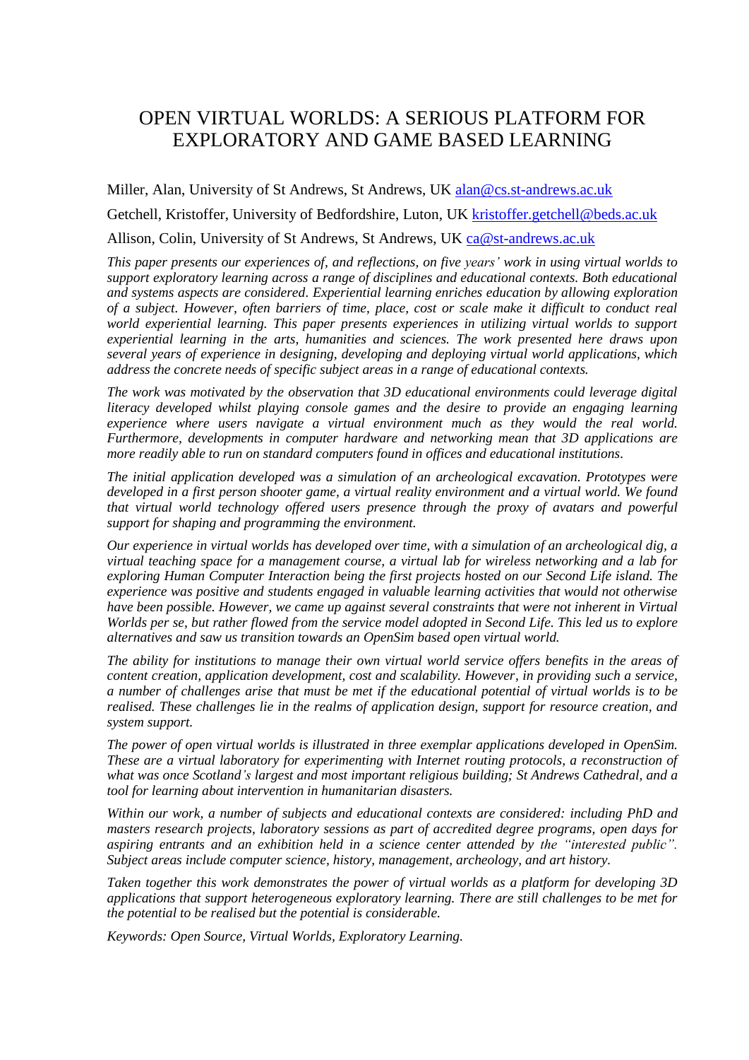# OPEN VIRTUAL WORLDS: A SERIOUS PLATFORM FOR EXPLORATORY AND GAME BASED LEARNING

Miller, Alan, University of St Andrews, St Andrews, UK alan@cs.st-andrews.ac.uk

Getchell, Kristoffer, University of Bedfordshire, Luton, UK kristoffer.getchell@beds.ac.uk

Allison, Colin, University of St Andrews, St Andrews, UK ca@st-andrews.ac.uk

*This paper presents our experiences of, and reflections, on five years' work in using virtual worlds to support exploratory learning across a range of disciplines and educational contexts. Both educational and systems aspects are considered. Experiential learning enriches education by allowing exploration of a subject. However, often barriers of time, place, cost or scale make it difficult to conduct real world experiential learning. This paper presents experiences in utilizing virtual worlds to support experiential learning in the arts, humanities and sciences. The work presented here draws upon several years of experience in designing, developing and deploying virtual world applications, which address the concrete needs of specific subject areas in a range of educational contexts.*

*The work was motivated by the observation that 3D educational environments could leverage digital literacy developed whilst playing console games and the desire to provide an engaging learning experience where users navigate a virtual environment much as they would the real world. Furthermore, developments in computer hardware and networking mean that 3D applications are more readily able to run on standard computers found in offices and educational institutions.*

*The initial application developed was a simulation of an archeological excavation. Prototypes were developed in a first person shooter game, a virtual reality environment and a virtual world. We found that virtual world technology offered users presence through the proxy of avatars and powerful support for shaping and programming the environment.*

*Our experience in virtual worlds has developed over time, with a simulation of an archeological dig, a virtual teaching space for a management course, a virtual lab for wireless networking and a lab for exploring Human Computer Interaction being the first projects hosted on our Second Life island. The experience was positive and students engaged in valuable learning activities that would not otherwise have been possible. However, we came up against several constraints that were not inherent in Virtual Worlds per se, but rather flowed from the service model adopted in Second Life. This led us to explore alternatives and saw us transition towards an OpenSim based open virtual world.*

*The ability for institutions to manage their own virtual world service offers benefits in the areas of content creation, application development, cost and scalability. However, in providing such a service, a number of challenges arise that must be met if the educational potential of virtual worlds is to be realised. These challenges lie in the realms of application design, support for resource creation, and system support.*

*The power of open virtual worlds is illustrated in three exemplar applications developed in OpenSim. These are a virtual laboratory for experimenting with Internet routing protocols, a reconstruction of what was once Scotland's largest and most important religious building; St Andrews Cathedral, and a tool for learning about intervention in humanitarian disasters.*

*Within our work, a number of subjects and educational contexts are considered: including PhD and masters research projects, laboratory sessions as part of accredited degree programs, open days for aspiring entrants and an exhibition held in a science center attended by the "interested public". Subject areas include computer science, history, management, archeology, and art history.*

*Taken together this work demonstrates the power of virtual worlds as a platform for developing 3D applications that support heterogeneous exploratory learning. There are still challenges to be met for the potential to be realised but the potential is considerable.*

*Keywords: Open Source, Virtual Worlds, Exploratory Learning.*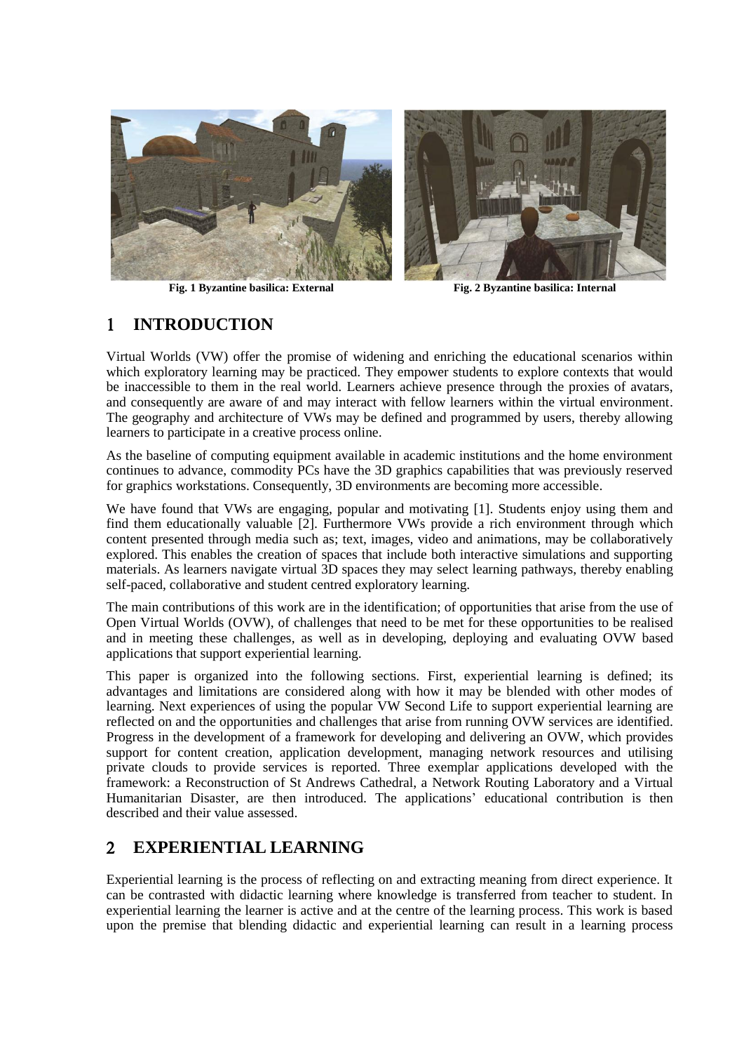Fig. 1 Byzantine basilica: External

Fig. 2 Byzantine basilica: Internal

# 1 INTRODUCTION

Virtual Worlds (VW) offer the promise of widening and enriching the educational scenarios within which exploratory learning may be practiced. They empower students to explore contexts that would be inaccessible to them in the real world. Learners achieve presence through the proxies of avatars, and consequently are aware of and may interact with fellow learners within the virtual environment. The geography and architecture of VWs may be defined and programmed by users, thereby allowing learners to participate in a creative process online.

As the baseline of computing equipment available in academic institutions and the home environment continues to advance, commodity PCs have the 3D graphics capabilities that was previously reserved for graphics workstations. Consequently, 3D environments are becoming more accessible.

We have found that VWs are engaging, popular and motivating [1]. Students enjoy using them and find them educationally valuable [2]. Furthermore VWs provide a rich environment through which content presented through media such as; text, images, video and animations, may be collaboratively explored. This enables the creation of spaces that include both interactive simulations and supporting materials. As learners navigate virtual 3D spaces they may select learning pathways, thereby enabling self-paced, collaborative and student centred exploratory learning.

The main contributions of this work are in the identification; of opportunities that arise from the use of Open Virtual Worlds (OVW), of challenges that need to be met for these opportunities to be realised and in meeting these challenges, as well as in developing, deploying and evaluating OVW based applications that support experiential learning.

This paper is organized into the following sections. First, experiential learning is defined; its advantages and limitations are considered along with how it may be blended with other modes of learning. Next experiences of using the popular VW Second Life to support experiential learning are reflected on and the opportunities and challenges that arise from running OVW services are identified. Progress in the development of a framework for developing and delivering an OVW, which provides support for content creation, application development, managing network resources and utilising private clouds to provide services is reported. Three exemplar applications developed with the framework: a Reconstruction of St Andrews Cathedral, a Network Routing Laboratory and a Virtual Humanitarian Disaster, are then introduced. The applications' educational contribution is then described and their value assessed.

# 2 EXPERIENTIAL LEARNING

Experiential learning is the process of reflecting on and extracting meaning from direct experience. It can be contrasted with didactic learning where knowledge is transferred from teacher to student. In experiential learning the learner is active and at the centre of the learning process. This work is based upon the premise that blending didactic and experiential learning can result in a learning process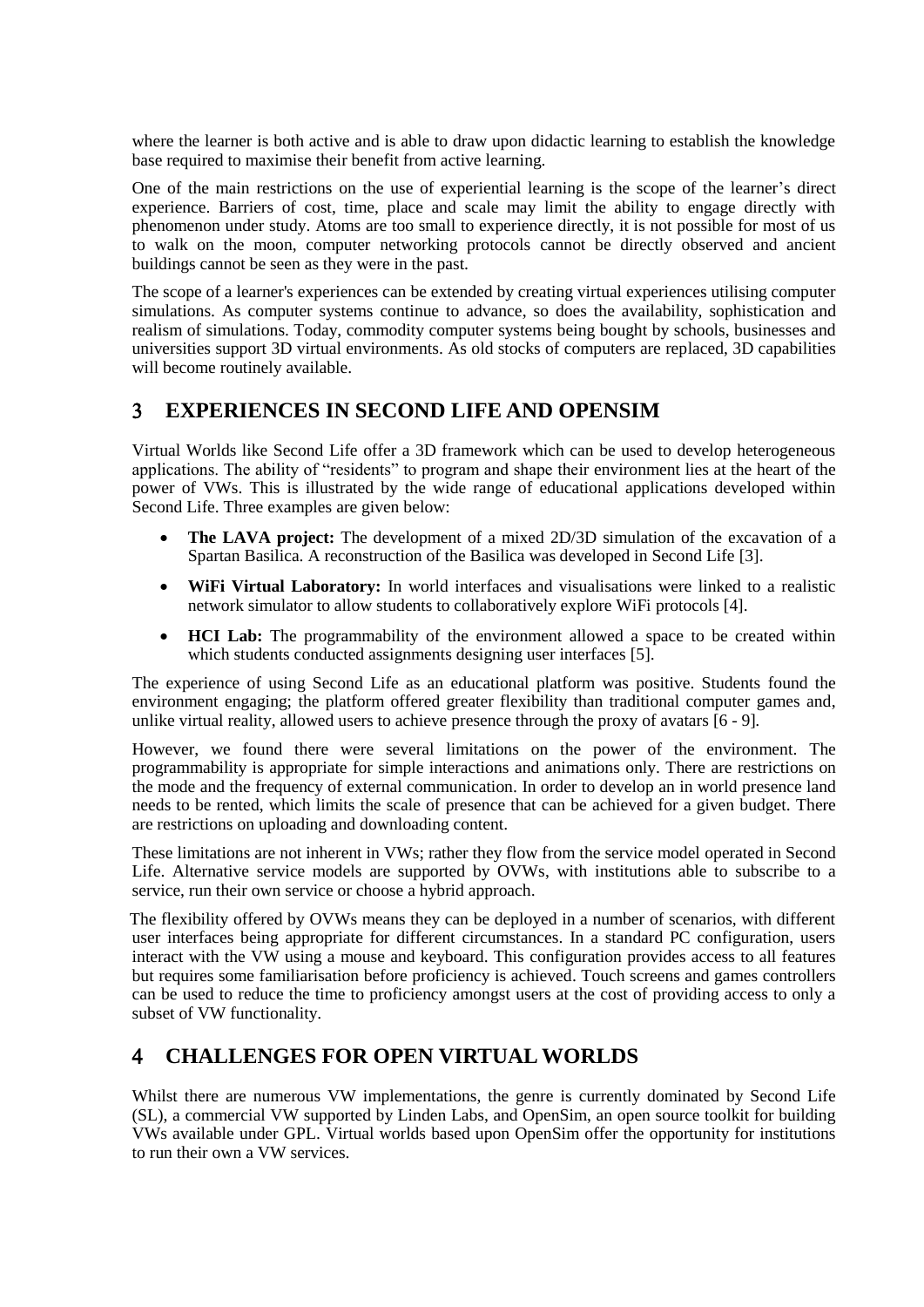where the learner is both active and is able to draw upon didactic learning to establish the knowledge base required to maximise their benefit from active learning.

One of the main restrictions on the use of experiential learning is the scope of the learner's direct experience. Barriers of cost, time, place and scale may limit the ability to engage directly with phenomenon under study. Atoms are too small to experience directly, it is not possible for most of us to walk on the moon, computer networking protocols cannot be directly observed and ancient buildings cannot be seen as they were in the past.

The scope of a learner's experiences can be extended by creating virtual experiences utilising computer simulations. As computer systems continue to advance, so does the availability, sophistication and realism of simulations. Today, commodity computer systems being bought by schools, businesses and universities support 3D virtual environments. As old stocks of computers are replaced, 3D capabilities will become routinely available.

## 3 EXPERIENCES IN SECOND LIFE AND OPENSIM

Virtual Worlds like Second Life offer a 3D framework which can be used to develop heterogeneous applications. The ability of "residents" to program and shape their environment lies at the heart of the power of VWs. This is illustrated by the wide range of educational applications developed within Second Life. Three examples are given below:

- **The LAVA project:** The development of a mixed 2D/3D simulation of the excavation of a Spartan Basilica. A reconstruction of the Basilica was developed in Second Life [3].
- **WiFi Virtual Laboratory:** In world interfaces and visualisations were linked to a realistic network simulator to allow students to collaboratively explore WiFi protocols [4].
- **HCI Lab:** The programmability of the environment allowed a space to be created within which students conducted assignments designing user interfaces [5].

The experience of using Second Life as an educational platform was positive. Students found the environment engaging; the platform offered greater flexibility than traditional computer games and, unlike virtual reality, allowed users to achieve presence through the proxy of avatars [6 - 9].

However, we found there were several limitations on the power of the environment. The programmability is appropriate for simple interactions and animations only. There are restrictions on the mode and the frequency of external communication. In order to develop an in world presence land needs to be rented, which limits the scale of presence that can be achieved for a given budget. There are restrictions on uploading and downloading content.

These limitations are not inherent in VWs; rather they flow from the service model operated in Second Life. Alternative service models are supported by OVWs, with institutions able to subscribe to a service, run their own service or choose a hybrid approach.

The flexibility offered by OVWs means they can be deployed in a number of scenarios, with different user interfaces being appropriate for different circumstances. In a standard PC configuration, users interact with the VW using a mouse and keyboard. This configuration provides access to all features but requires some familiarisation before proficiency is achieved. Touch screens and games controllers can be used to reduce the time to proficiency amongst users at the cost of providing access to only a subset of VW functionality.

## 4 CHALLENGES FOR OPEN VIRTUAL WORLDS

Whilst there are numerous VW implementations, the genre is currently dominated by Second Life (SL), a commercial VW supported by Linden Labs, and OpenSim, an open source toolkit for building VWs available under GPL. Virtual worlds based upon OpenSim offer the opportunity for institutions to run their own a VW services.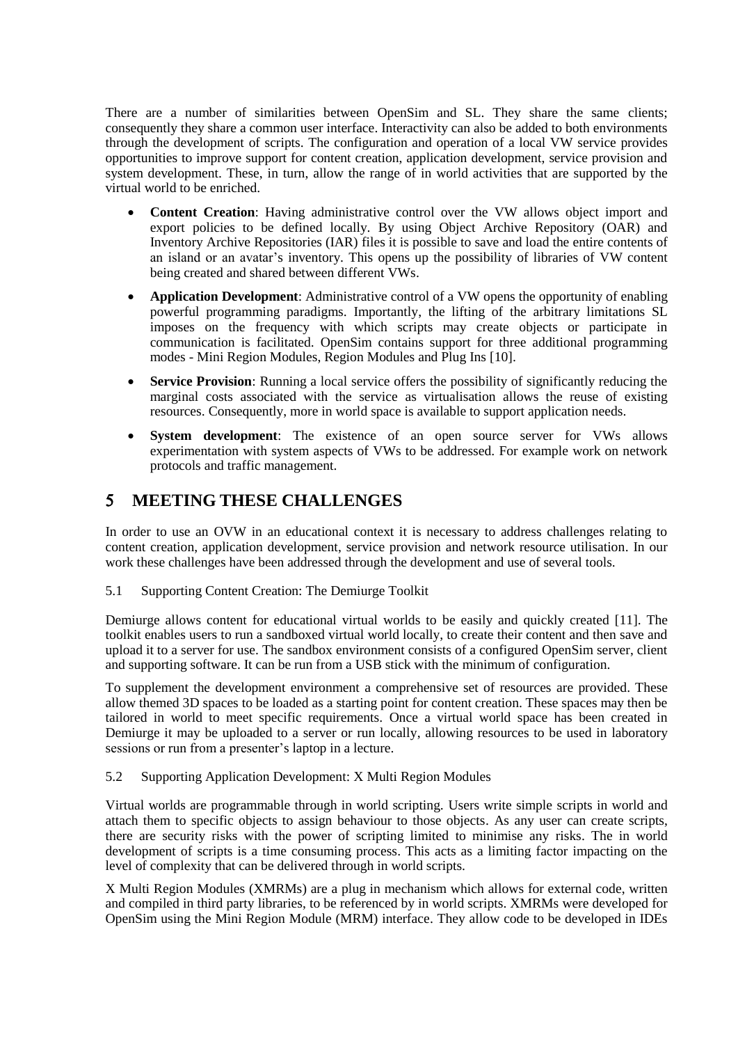There are a number of similarities between OpenSim and SL. They share the same clients; consequently they share a common user interface. Interactivity can also be added to both environments through the development of scripts. The configuration and operation of a local VW service provides opportunities to improve support for content creation, application development, service provision and system development. These, in turn, allow the range of in world activities that are supported by the virtual world to be enriched.

- **Content Creation**: Having administrative control over the VW allows object import and export policies to be defined locally. By using Object Archive Repository (OAR) and Inventory Archive Repositories (IAR) files it is possible to save and load the entire contents of an island or an avatar's inventory. This opens up the possibility of libraries of VW content being created and shared between different VWs.
- **Application Development**: Administrative control of a VW opens the opportunity of enabling powerful programming paradigms. Importantly, the lifting of the arbitrary limitations SL imposes on the frequency with which scripts may create objects or participate in communication is facilitated. OpenSim contains support for three additional programming modes - Mini Region Modules, Region Modules and Plug Ins [10].
- **Service Provision**: Running a local service offers the possibility of significantly reducing the marginal costs associated with the service as virtualisation allows the reuse of existing resources. Consequently, more in world space is available to support application needs.
- **System development**: The existence of an open source server for VWs allows experimentation with system aspects of VWs to be addressed. For example work on network protocols and traffic management.

# 5 MEETING THESE CHALLENGES

In order to use an OVW in an educational context it is necessary to address challenges relating to content creation, application development, service provision and network resource utilisation. In our work these challenges have been addressed through the development and use of several tools.

## 5.1 Supporting Content Creation: The Demiurge Toolkit

Demiurge allows content for educational virtual worlds to be easily and quickly created [11]. The toolkit enables users to run a sandboxed virtual world locally, to create their content and then save and upload it to a server for use. The sandbox environment consists of a configured OpenSim server, client and supporting software. It can be run from a USB stick with the minimum of configuration.

To supplement the development environment a comprehensive set of resources are provided. These allow themed 3D spaces to be loaded as a starting point for content creation. These spaces may then be tailored in world to meet specific requirements. Once a virtual world space has been created in Demiurge it may be uploaded to a server or run locally, allowing resources to be used in laboratory sessions or run from a presenter's laptop in a lecture.

## 5.2 Supporting Application Development: X Multi Region Modules

Virtual worlds are programmable through in world scripting. Users write simple scripts in world and attach them to specific objects to assign behaviour to those objects. As any user can create scripts, there are security risks with the power of scripting limited to minimise any risks. The in world development of scripts is a time consuming process. This acts as a limiting factor impacting on the level of complexity that can be delivered through in world scripts.

X Multi Region Modules (XMRMs) are a plug in mechanism which allows for external code, written and compiled in third party libraries, to be referenced by in world scripts. XMRMs were developed for OpenSim using the Mini Region Module (MRM) interface. They allow code to be developed in IDEs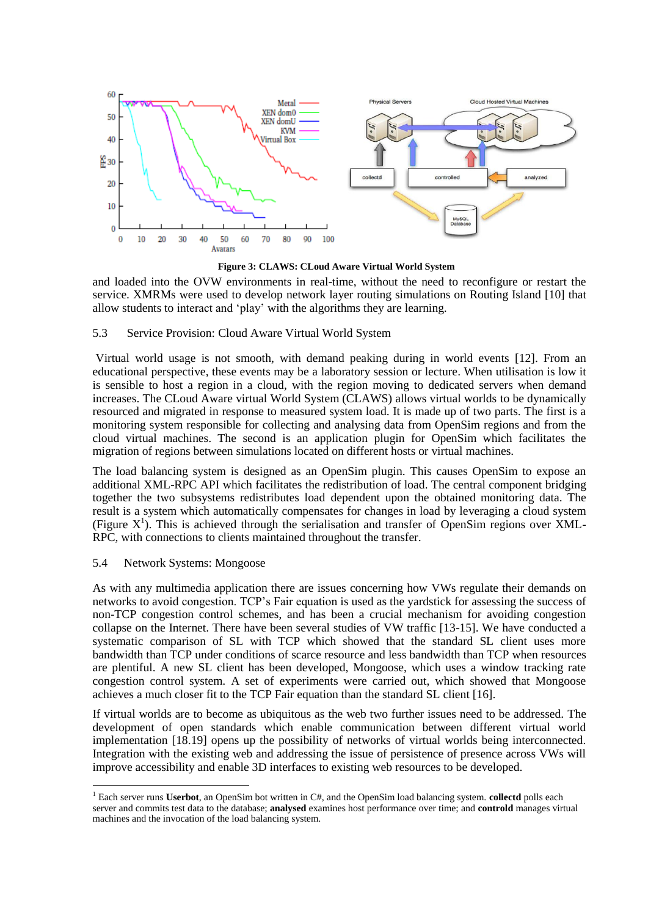**Figure 3: CLAWS: CLoud Aware Virtual World System**

and loaded into the OVW environments in real-time, without the need to reconfigure or restart the service. XMRMs were used to develop network layer routing simulations on Routing Island [10] that allow students to interact and 'play' with the algorithms they are learning.

### 5.3 Service Provision: Cloud Aware Virtual World System

Virtual world usage is not smooth, with demand peaking during in world events [12]. From an educational perspective, these events may be a laboratory session or lecture. When utilisation is low it is sensible to host a region in a cloud, with the region moving to dedicated servers when demand increases. The CLoud Aware virtual World System (CLAWS) allows virtual worlds to be dynamically resourced and migrated in response to measured system load. It is made up of two parts. The first is a monitoring system responsible for collecting and analysing data from OpenSim regions and from the cloud virtual machines. The second is an application plugin for OpenSim which facilitates the migration of regions between simulations located on different hosts or virtual machines.

The load balancing system is designed as an OpenSim plugin. This causes OpenSim to expose an additional XML-RPC API which facilitates the redistribution of load. The central component bridging together the two subsystems redistributes load dependent upon the obtained monitoring data. The result is a system which automatically compensates for changes in load by leveraging a cloud system (Figure X[1]). This is achieved through the serialisation and transfer of OpenSim regions over XML-RPC, with connections to clients maintained throughout the transfer.

### 5.4 Network Systems: Mongoose

As with any multimedia application there are issues concerning how VWs regulate their demands on networks to avoid congestion. TCP's Fair equation is used as the yardstick for assessing the success of non-TCP congestion control schemes, and has been a crucial mechanism for avoiding congestion collapse on the Internet. There have been several studies of VW traffic [13-15]. We have conducted a systematic comparison of SL with TCP which showed that the standard SL client uses more bandwidth than TCP under conditions of scarce resource and less bandwidth than TCP when resources are plentiful. A new SL client has been developed, Mongoose, which uses a window tracking rate congestion control system. A set of experiments were carried out, which showed that Mongoose achieves a much closer fit to the TCP Fair equation than the standard SL client [16].

If virtual worlds are to become as ubiquitous as the web two further issues need to be addressed. The development of open standards which enable communication between different virtual world implementation [18.19] opens up the possibility of networks of virtual worlds being interconnected. Integration with the existing web and addressing the issue of persistence of presence across VWs will improve accessibility and enable 3D interfaces to existing web resources to be developed.

---

[1] Each server runs **Userbot**, an OpenSim bot written in C#, and the OpenSim load balancing system. **collectd** polls each server and commits test data to the database; **analysed** examines host performance over time; and **controld** manages virtual machines and the invocation of the load balancing system.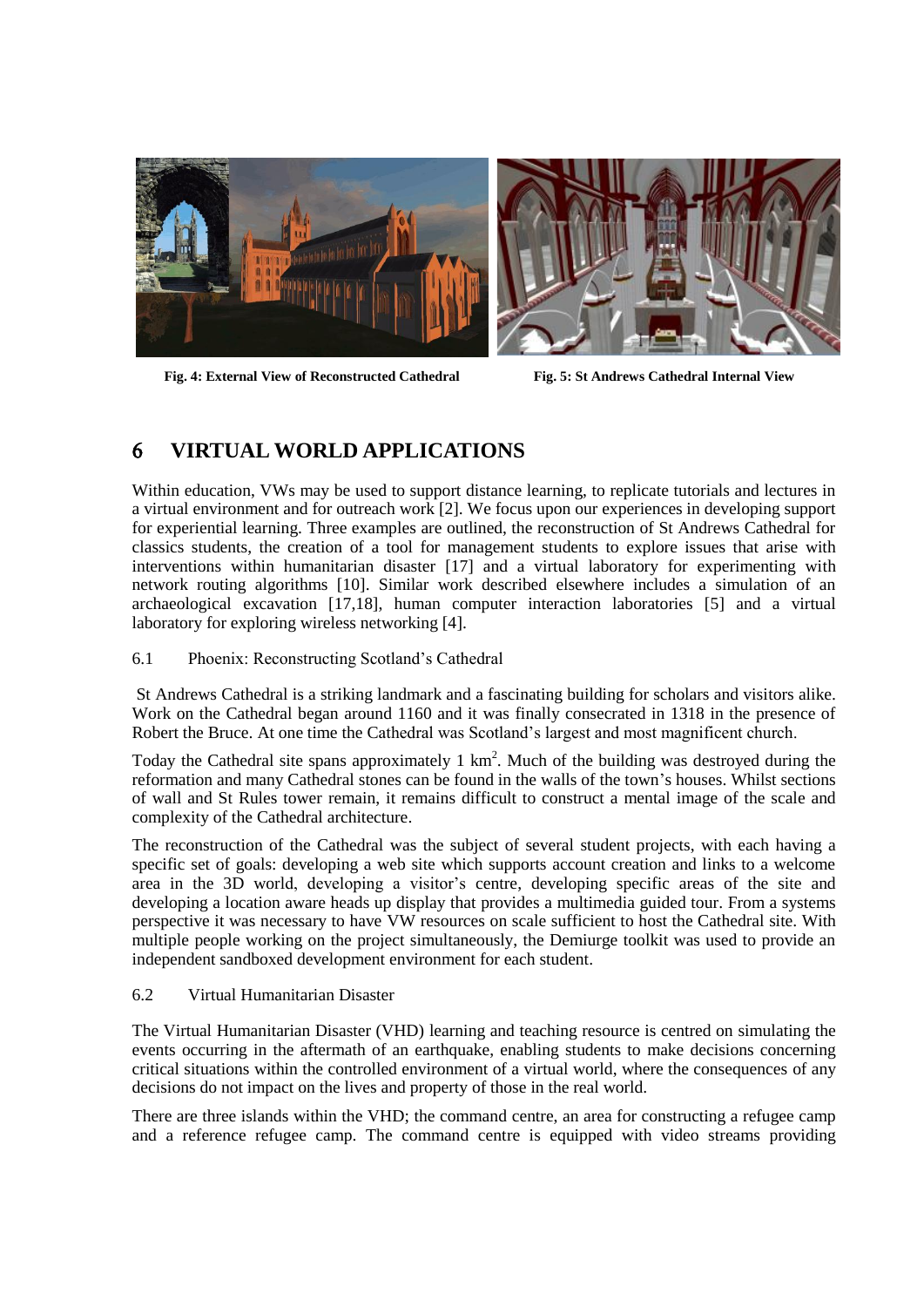Fig. 4: External View of Reconstructed Cathedral

Fig. 5: St Andrews Cathedral Internal View

# 6 VIRTUAL WORLD APPLICATIONS

Within education, VWs may be used to support distance learning, to replicate tutorials and lectures in a virtual environment and for outreach work [2]. We focus upon our experiences in developing support for experiential learning. Three examples are outlined, the reconstruction of St Andrews Cathedral for classics students, the creation of a tool for management students to explore issues that arise with interventions within humanitarian disaster [17] and a virtual laboratory for experimenting with network routing algorithms [10]. Similar work described elsewhere includes a simulation of an archaeological excavation [17,18], human computer interaction laboratories [5] and a virtual laboratory for exploring wireless networking [4].

## 6.1 Phoenix: Reconstructing Scotland's Cathedral

St Andrews Cathedral is a striking landmark and a fascinating building for scholars and visitors alike. Work on the Cathedral began around 1160 and it was finally consecrated in 1318 in the presence of Robert the Bruce. At one time the Cathedral was Scotland's largest and most magnificent church.

Today the Cathedral site spans approximately 1 $km^2$. Much of the building was destroyed during the reformation and many Cathedral stones can be found in the walls of the town's houses. Whilst sections of wall and St Rules tower remain, it remains difficult to construct a mental image of the scale and complexity of the Cathedral architecture.

The reconstruction of the Cathedral was the subject of several student projects, with each having a specific set of goals: developing a web site which supports account creation and links to a welcome area in the 3D world, developing a visitor's centre, developing specific areas of the site and developing a location aware heads up display that provides a multimedia guided tour. From a systems perspective it was necessary to have VW resources on scale sufficient to host the Cathedral site. With multiple people working on the project simultaneously, the Demiurge toolkit was used to provide an independent sandboxed development environment for each student.

## 6.2 Virtual Humanitarian Disaster

The Virtual Humanitarian Disaster (VHD) learning and teaching resource is centred on simulating the events occurring in the aftermath of an earthquake, enabling students to make decisions concerning critical situations within the controlled environment of a virtual world, where the consequences of any decisions do not impact on the lives and property of those in the real world.

There are three islands within the VHD; the command centre, an area for constructing a refugee camp and a reference refugee camp. The command centre is equipped with video streams providing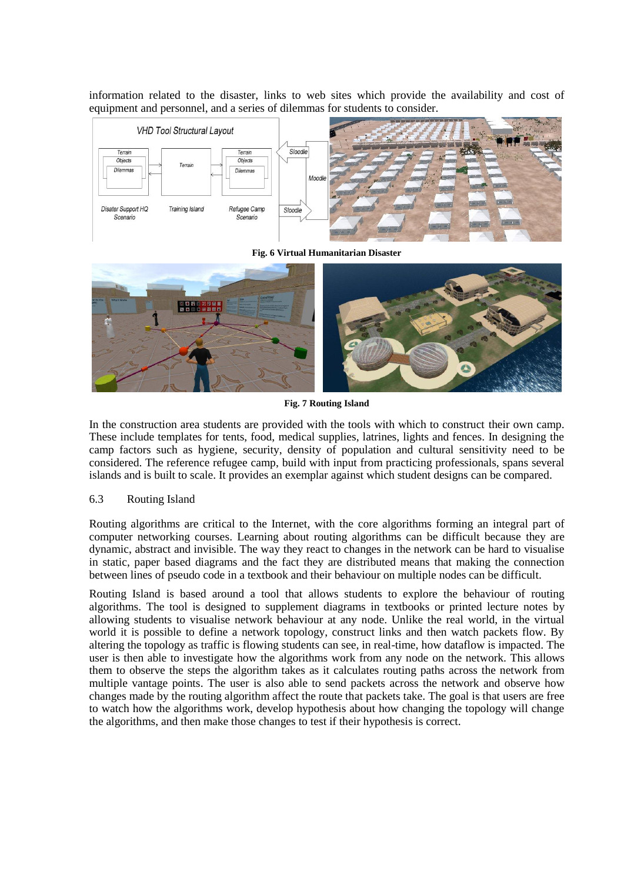information related to the disaster, links to web sites which provide the availability and cost of equipment and personnel, and a series of dilemmas for students to consider.

**Fig. 6 Virtual Humanitarian Disaster**

**Fig. 7 Routing Island**

In the construction area students are provided with the tools with which to construct their own camp. These include templates for tents, food, medical supplies, latrines, lights and fences. In designing the camp factors such as hygiene, security, density of population and cultural sensitivity need to be considered. The reference refugee camp, build with input from practicing professionals, spans several islands and is built to scale. It provides an exemplar against which student designs can be compared.

### 6.3 Routing Island

Routing algorithms are critical to the Internet, with the core algorithms forming an integral part of computer networking courses. Learning about routing algorithms can be difficult because they are dynamic, abstract and invisible. The way they react to changes in the network can be hard to visualise in static, paper based diagrams and the fact they are distributed means that making the connection between lines of pseudo code in a textbook and their behaviour on multiple nodes can be difficult.

Routing Island is based around a tool that allows students to explore the behaviour of routing algorithms. The tool is designed to supplement diagrams in textbooks or printed lecture notes by allowing students to visualise network behaviour at any node. Unlike the real world, in the virtual world it is possible to define a network topology, construct links and then watch packets flow. By altering the topology as traffic is flowing students can see, in real-time, how dataflow is impacted. The user is then able to investigate how the algorithms work from any node on the network. This allows them to observe the steps the algorithm takes as it calculates routing paths across the network from multiple vantage points. The user is also able to send packets across the network and observe how changes made by the routing algorithm affect the route that packets take. The goal is that users are free to watch how the algorithms work, develop hypothesis about how changing the topology will change the algorithms, and then make those changes to test if their hypothesis is correct.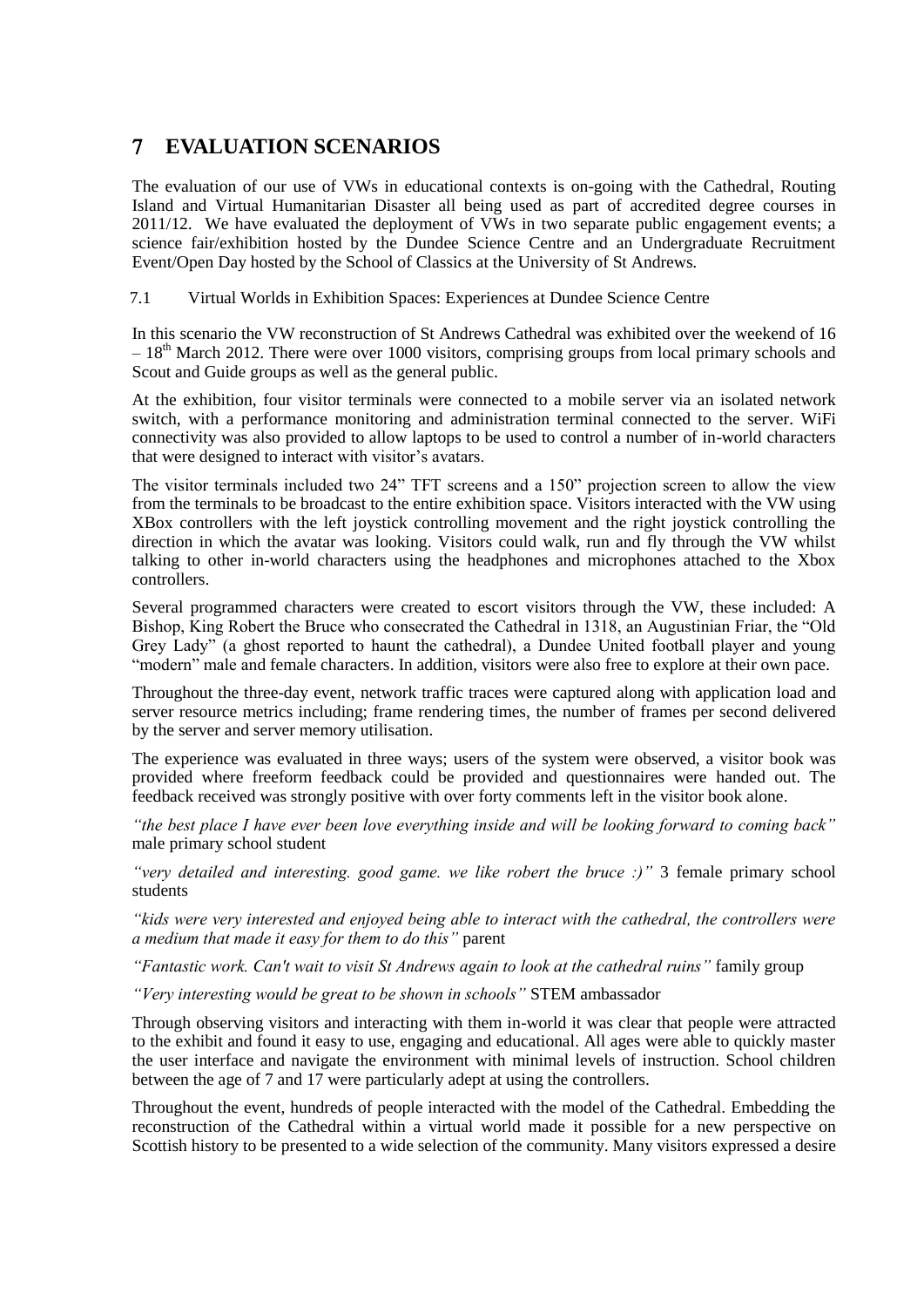# 7 EVALUATION SCENARIOS

The evaluation of our use of VWs in educational contexts is on-going with the Cathedral, Routing Island and Virtual Humanitarian Disaster all being used as part of accredited degree courses in 2011/12. We have evaluated the deployment of VWs in two separate public engagement events; a science fair/exhibition hosted by the Dundee Science Centre and an Undergraduate Recruitment Event/Open Day hosted by the School of Classics at the University of St Andrews.

## 7.1 Virtual Worlds in Exhibition Spaces: Experiences at Dundee Science Centre

In this scenario the VW reconstruction of St Andrews Cathedral was exhibited over the weekend of 16 – 18th March 2012. There were over 1000 visitors, comprising groups from local primary schools and Scout and Guide groups as well as the general public.

At the exhibition, four visitor terminals were connected to a mobile server via an isolated network switch, with a performance monitoring and administration terminal connected to the server. WiFi connectivity was also provided to allow laptops to be used to control a number of in-world characters that were designed to interact with visitor's avatars.

The visitor terminals included two 24" TFT screens and a 150" projection screen to allow the view from the terminals to be broadcast to the entire exhibition space. Visitors interacted with the VW using XBox controllers with the left joystick controlling movement and the right joystick controlling the direction in which the avatar was looking. Visitors could walk, run and fly through the VW whilst talking to other in-world characters using the headphones and microphones attached to the Xbox controllers.

Several programmed characters were created to escort visitors through the VW, these included: A Bishop, King Robert the Bruce who consecrated the Cathedral in 1318, an Augustinian Friar, the "Old Grey Lady" (a ghost reported to haunt the cathedral), a Dundee United football player and young "modern" male and female characters. In addition, visitors were also free to explore at their own pace.

Throughout the three-day event, network traffic traces were captured along with application load and server resource metrics including; frame rendering times, the number of frames per second delivered by the server and server memory utilisation.

The experience was evaluated in three ways; users of the system were observed, a visitor book was provided where freeform feedback could be provided and questionnaires were handed out. The feedback received was strongly positive with over forty comments left in the visitor book alone.

*"the best place I have ever been love everything inside and will be looking forward to coming back"* male primary school student

*"very detailed and interesting. good game. we like robert the bruce :)"* 3 female primary school students

*"kids were very interested and enjoyed being able to interact with the cathedral, the controllers were a medium that made it easy for them to do this"* parent

*"Fantastic work. Can't wait to visit St Andrews again to look at the cathedral ruins"* family group

*"Very interesting would be great to be shown in schools"* STEM ambassador

Through observing visitors and interacting with them in-world it was clear that people were attracted to the exhibit and found it easy to use, engaging and educational. All ages were able to quickly master the user interface and navigate the environment with minimal levels of instruction. School children between the age of 7 and 17 were particularly adept at using the controllers.

Throughout the event, hundreds of people interacted with the model of the Cathedral. Embedding the reconstruction of the Cathedral within a virtual world made it possible for a new perspective on Scottish history to be presented to a wide selection of the community. Many visitors expressed a desire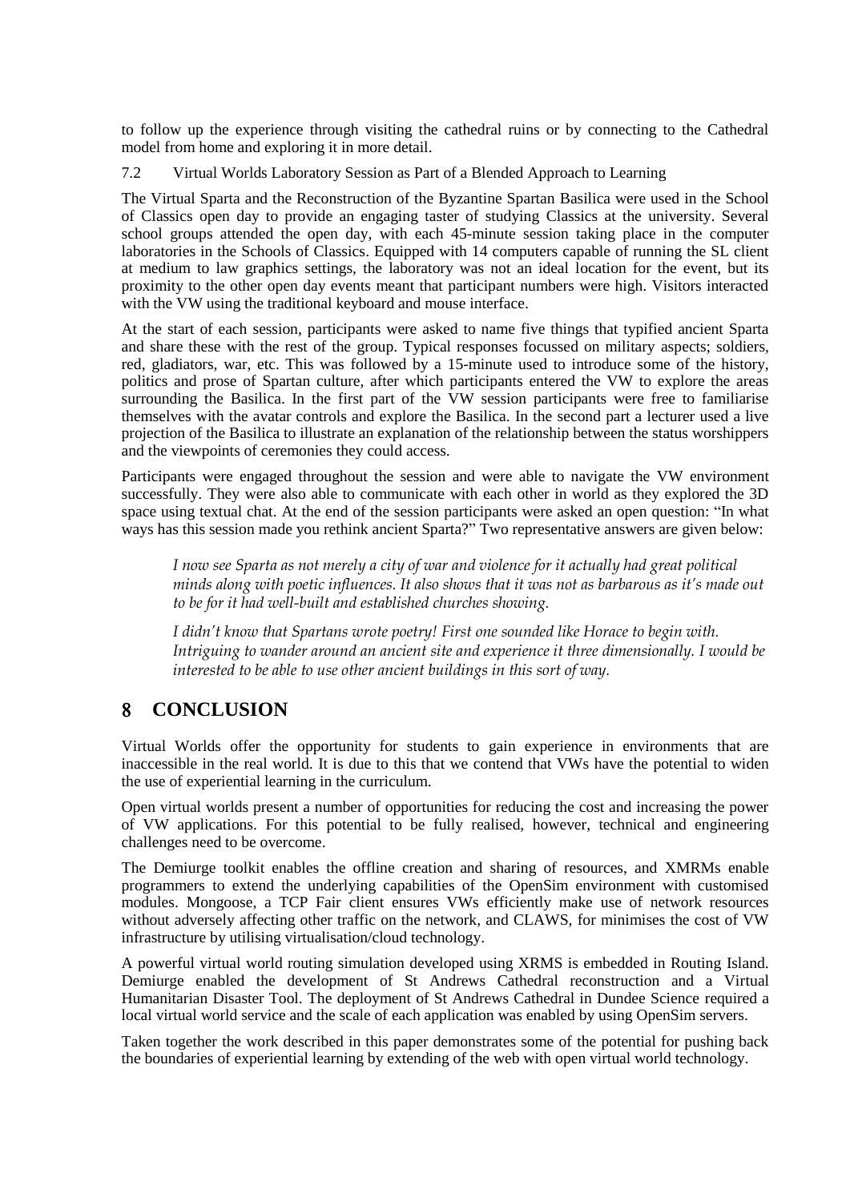to follow up the experience through visiting the cathedral ruins or by connecting to the Cathedral model from home and exploring it in more detail.

### 7.2 Virtual Worlds Laboratory Session as Part of a Blended Approach to Learning

The Virtual Sparta and the Reconstruction of the Byzantine Spartan Basilica were used in the School of Classics open day to provide an engaging taster of studying Classics at the university. Several school groups attended the open day, with each 45-minute session taking place in the computer laboratories in the Schools of Classics. Equipped with 14 computers capable of running the SL client at medium to law graphics settings, the laboratory was not an ideal location for the event, but its proximity to the other open day events meant that participant numbers were high. Visitors interacted with the VW using the traditional keyboard and mouse interface.

At the start of each session, participants were asked to name five things that typified ancient Sparta and share these with the rest of the group. Typical responses focussed on military aspects; soldiers, red, gladiators, war, etc. This was followed by a 15-minute used to introduce some of the history, politics and prose of Spartan culture, after which participants entered the VW to explore the areas surrounding the Basilica. In the first part of the VW session participants were free to familiarise themselves with the avatar controls and explore the Basilica. In the second part a lecturer used a live projection of the Basilica to illustrate an explanation of the relationship between the status worshippers and the viewpoints of ceremonies they could access.

Participants were engaged throughout the session and were able to navigate the VW environment successfully. They were also able to communicate with each other in world as they explored the 3D space using textual chat. At the end of the session participants were asked an open question: "In what ways has this session made you rethink ancient Sparta?" Two representative answers are given below:

> *I now see Sparta as not merely a city of war and violence for it actually had great political minds along with poetic influences. It also shows that it was not as barbarous as it's made out to be for it had well-built and established churches showing.*

> *I didn't know that Spartans wrote poetry! First one sounded like Horace to begin with. Intriguing to wander around an ancient site and experience it three dimensionally. I would be interested to be able to use other ancient buildings in this sort of way.*

## 8 CONCLUSION

Virtual Worlds offer the opportunity for students to gain experience in environments that are inaccessible in the real world. It is due to this that we contend that VWs have the potential to widen the use of experiential learning in the curriculum.

Open virtual worlds present a number of opportunities for reducing the cost and increasing the power of VW applications. For this potential to be fully realised, however, technical and engineering challenges need to be overcome.

The Demiurge toolkit enables the offline creation and sharing of resources, and XMRMs enable programmers to extend the underlying capabilities of the OpenSim environment with customised modules. Mongoose, a TCP Fair client ensures VWs efficiently make use of network resources without adversely affecting other traffic on the network, and CLAWS, for minimises the cost of VW infrastructure by utilising virtualisation/cloud technology.

A powerful virtual world routing simulation developed using XRMS is embedded in Routing Island. Demiurge enabled the development of St Andrews Cathedral reconstruction and a Virtual Humanitarian Disaster Tool. The deployment of St Andrews Cathedral in Dundee Science required a local virtual world service and the scale of each application was enabled by using OpenSim servers.

Taken together the work described in this paper demonstrates some of the potential for pushing back the boundaries of experiential learning by extending of the web with open virtual world technology.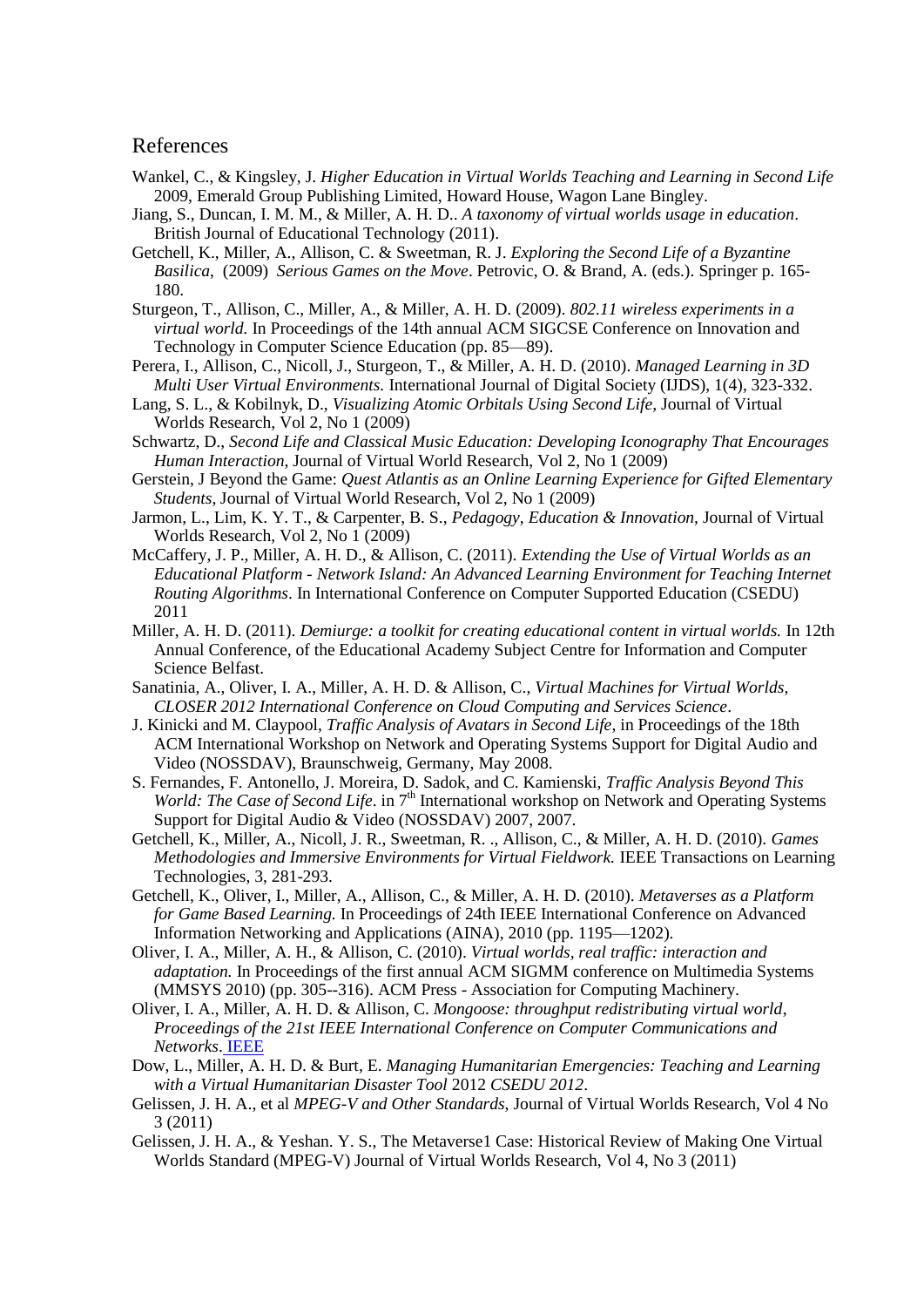## References

Wankel, C., & Kingsley, J. *Higher Education in Virtual Worlds Teaching and Learning in Second Life* 2009, Emerald Group Publishing Limited, Howard House, Wagon Lane Bingley.

Jiang, S., Duncan, I. M. M., & Miller, A. H. D.. *A taxonomy of virtual worlds usage in education*. British Journal of Educational Technology (2011).

Getchell, K., Miller, A., Allison, C. & Sweetman, R. J. *Exploring the Second Life of a Byzantine Basilica*, (2009) *Serious Games on the Move*. Petrovic, O. & Brand, A. (eds.). Springer p. 165-180.

Sturgeon, T., Allison, C., Miller, A., & Miller, A. H. D. (2009). *802.11 wireless experiments in a virtual world.* In Proceedings of the 14th annual ACM SIGCSE Conference on Innovation and Technology in Computer Science Education (pp. 85—89).

Perera, I., Allison, C., Nicoll, J., Sturgeon, T., & Miller, A. H. D. (2010). *Managed Learning in 3D Multi User Virtual Environments.* International Journal of Digital Society (IJDS), 1(4), 323-332.

Lang, S. L., & Kobilnyk, D., *Visualizing Atomic Orbitals Using Second Life*, Journal of Virtual Worlds Research, Vol 2, No 1 (2009)

Schwartz, D., *Second Life and Classical Music Education: Developing Iconography That Encourages Human Interaction,* Journal of Virtual World Research, Vol 2, No 1 (2009)

Gerstein, J Beyond the Game: *Quest Atlantis as an Online Learning Experience for Gifted Elementary Students*, Journal of Virtual World Research, Vol 2, No 1 (2009)

Jarmon, L., Lim, K. Y. T., & Carpenter, B. S., *Pedagogy, Education & Innovation,* Journal of Virtual Worlds Research, Vol 2, No 1 (2009)

McCaffery, J. P., Miller, A. H. D., & Allison, C. (2011). *Extending the Use of Virtual Worlds as an Educational Platform - Network Island: An Advanced Learning Environment for Teaching Internet Routing Algorithms*. In International Conference on Computer Supported Education (CSEDU) 2011

Miller, A. H. D. (2011). *Demiurge: a toolkit for creating educational content in virtual worlds.* In 12th Annual Conference, of the Educational Academy Subject Centre for Information and Computer Science Belfast.

Sanatinia, A., Oliver, I. A., Miller, A. H. D. & Allison, C., *Virtual Machines for Virtual Worlds, CLOSER 2012 International Conference on Cloud Computing and Services Science*.

J. Kinicki and M. Claypool, *Traffic Analysis of Avatars in Second Life*, in Proceedings of the 18th ACM International Workshop on Network and Operating Systems Support for Digital Audio and Video (NOSSDAV), Braunschweig, Germany, May 2008.

S. Fernandes, F. Antonello, J. Moreira, D. Sadok, and C. Kamienski, *Traffic Analysis Beyond This World: The Case of Second Life*. in 7th International workshop on Network and Operating Systems Support for Digital Audio & Video (NOSSDAV) 2007, 2007.

Getchell, K., Miller, A., Nicoll, J. R., Sweetman, R. ., Allison, C., & Miller, A. H. D. (2010). *Games Methodologies and Immersive Environments for Virtual Fieldwork.* IEEE Transactions on Learning Technologies, 3, 281-293.

Getchell, K., Oliver, I., Miller, A., Allison, C., & Miller, A. H. D. (2010). *Metaverses as a Platform for Game Based Learning.* In Proceedings of 24th IEEE International Conference on Advanced Information Networking and Applications (AINA), 2010 (pp. 1195—1202).

Oliver, I. A., Miller, A. H., & Allison, C. (2010). *Virtual worlds, real traffic: interaction and adaptation.* In Proceedings of the first annual ACM SIGMM conference on Multimedia Systems (MMSYS 2010) (pp. 305--316). ACM Press - Association for Computing Machinery.

Oliver, I. A., Miller, A. H. D. & Allison, C. *Mongoose: throughput redistributing virtual world*, *Proceedings of the 21st IEEE International Conference on Computer Communications and Networks*. IEEE

Dow, L., Miller, A. H. D. & Burt, E. *Managing Humanitarian Emergencies: Teaching and Learning with a Virtual Humanitarian Disaster Tool* 2012 *CSEDU 2012*.

Gelissen, J. H. A., et al *MPEG-V and Other Standards*, Journal of Virtual Worlds Research, Vol 4 No 3 (2011)

Gelissen, J. H. A., & Yeshan. Y. S., The Metaverse1 Case: Historical Review of Making One Virtual Worlds Standard (MPEG-V) Journal of Virtual Worlds Research, Vol 4, No 3 (2011)